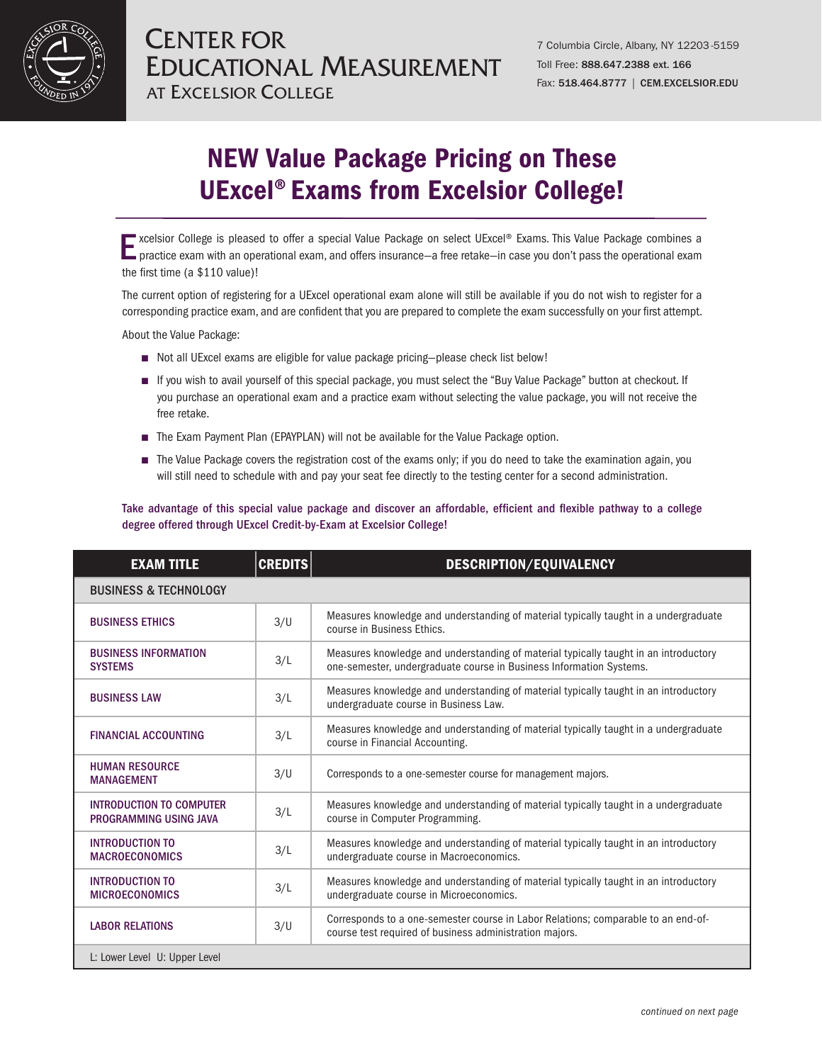# CENTER FOR EDUCATIONAL MEASUREMENT AT EXCELSIOR COLLEGE

7 Columbia Circle, Albany, NY 12203-5159
Toll Free: 888.647.2388 ext. 166
Fax: 518.464.8777 | CEM.EXCELSIOR.EDU

# NEW Value Package Pricing on These UExcel® Exams from Excelsior College!

Excelsior College is pleased to offer a special Value Package on select UExcel® Exams. This Value Package combines a practice exam with an operational exam, and offers insurance—a free retake—in case you don't pass the operational exam the first time (a $110 value)!

The current option of registering for a UExcel operational exam alone will still be available if you do not wish to register for a corresponding practice exam, and are confident that you are prepared to complete the exam successfully on your first attempt.

About the Value Package:

- Not all UExcel exams are eligible for value package pricing—please check list below!
- If you wish to avail yourself of this special package, you must select the "Buy Value Package" button at checkout. If you purchase an operational exam and a practice exam without selecting the value package, you will not receive the free retake.
- The Exam Payment Plan (EPAYPLAN) will not be available for the Value Package option.
- The Value Package covers the registration cost of the exams only; if you do need to take the examination again, you will still need to schedule with and pay your seat fee directly to the testing center for a second administration.

**Take advantage of this special value package and discover an affordable, efficient and flexible pathway to a college degree offered through UExcel Credit-by-Exam at Excelsior College!**

| EXAM TITLE | CREDITS | DESCRIPTION/EQUIVALENCY |
|---|---|---|
| BUSINESS & TECHNOLOGY | | |
| BUSINESS ETHICS | 3/U | Measures knowledge and understanding of material typically taught in a undergraduate course in Business Ethics. |
| BUSINESS INFORMATION SYSTEMS | 3/L | Measures knowledge and understanding of material typically taught in an introductory one-semester, undergraduate course in Business Information Systems. |
| BUSINESS LAW | 3/L | Measures knowledge and understanding of material typically taught in an introductory undergraduate course in Business Law. |
| FINANCIAL ACCOUNTING | 3/L | Measures knowledge and understanding of material typically taught in a undergraduate course in Financial Accounting. |
| HUMAN RESOURCE MANAGEMENT | 3/U | Corresponds to a one-semester course for management majors. |
| INTRODUCTION TO COMPUTER PROGRAMMING USING JAVA | 3/L | Measures knowledge and understanding of material typically taught in a undergraduate course in Computer Programming. |
| INTRODUCTION TO MACROECONOMICS | 3/L | Measures knowledge and understanding of material typically taught in an introductory undergraduate course in Macroeconomics. |
| INTRODUCTION TO MICROECONOMICS | 3/L | Measures knowledge and understanding of material typically taught in an introductory undergraduate course in Microeconomics. |
| LABOR RELATIONS | 3/U | Corresponds to a one-semester course in Labor Relations; comparable to an end-of-course test required of business administration majors. |
| L: Lower Level U: Upper Level | | |

*continued on next page*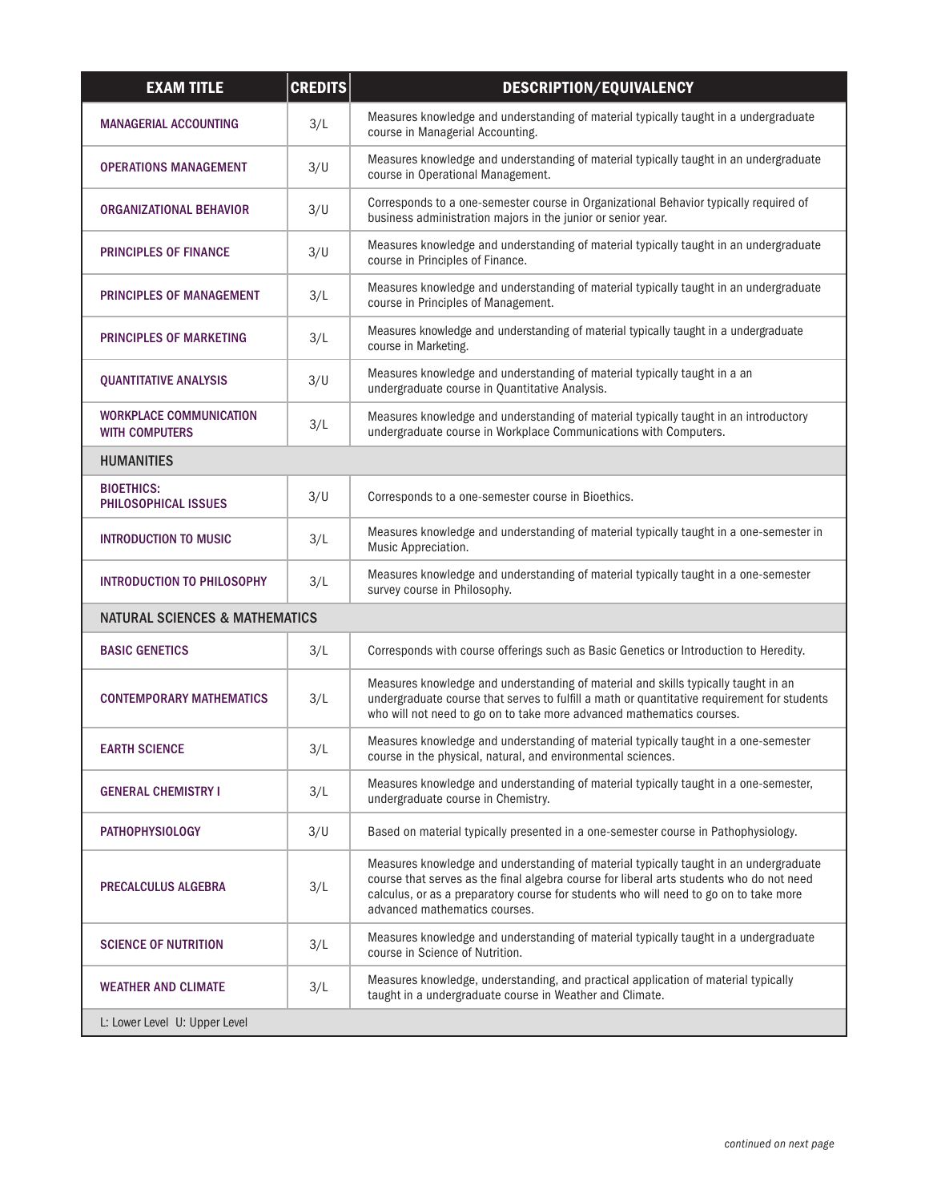| EXAM TITLE | CREDITS | DESCRIPTION/EQUIVALENCY |
|---|---|---|
| MANAGERIAL ACCOUNTING | 3/L | Measures knowledge and understanding of material typically taught in a undergraduate course in Managerial Accounting. |
| OPERATIONS MANAGEMENT | 3/U | Measures knowledge and understanding of material typically taught in an undergraduate course in Operational Management. |
| ORGANIZATIONAL BEHAVIOR | 3/U | Corresponds to a one-semester course in Organizational Behavior typically required of business administration majors in the junior or senior year. |
| PRINCIPLES OF FINANCE | 3/U | Measures knowledge and understanding of material typically taught in an undergraduate course in Principles of Finance. |
| PRINCIPLES OF MANAGEMENT | 3/L | Measures knowledge and understanding of material typically taught in an undergraduate course in Principles of Management. |
| PRINCIPLES OF MARKETING | 3/L | Measures knowledge and understanding of material typically taught in a undergraduate course in Marketing. |
| QUANTITATIVE ANALYSIS | 3/U | Measures knowledge and understanding of material typically taught in a an undergraduate course in Quantitative Analysis. |
| WORKPLACE COMMUNICATION WITH COMPUTERS | 3/L | Measures knowledge and understanding of material typically taught in an introductory undergraduate course in Workplace Communications with Computers. |
| **HUMANITIES** | | |
| BIOETHICS: PHILOSOPHICAL ISSUES | 3/U | Corresponds to a one-semester course in Bioethics. |
| INTRODUCTION TO MUSIC | 3/L | Measures knowledge and understanding of material typically taught in a one-semester in Music Appreciation. |
| INTRODUCTION TO PHILOSOPHY | 3/L | Measures knowledge and understanding of material typically taught in a one-semester survey course in Philosophy. |
| **NATURAL SCIENCES & MATHEMATICS** | | |
| BASIC GENETICS | 3/L | Corresponds with course offerings such as Basic Genetics or Introduction to Heredity. |
| CONTEMPORARY MATHEMATICS | 3/L | Measures knowledge and understanding of material and skills typically taught in an undergraduate course that serves to fulfill a math or quantitative requirement for students who will not need to go on to take more advanced mathematics courses. |
| EARTH SCIENCE | 3/L | Measures knowledge and understanding of material typically taught in a one-semester course in the physical, natural, and environmental sciences. |
| GENERAL CHEMISTRY I | 3/L | Measures knowledge and understanding of material typically taught in a one-semester, undergraduate course in Chemistry. |
| PATHOPHYSIOLOGY | 3/U | Based on material typically presented in a one-semester course in Pathophysiology. |
| PRECALCULUS ALGEBRA | 3/L | Measures knowledge and understanding of material typically taught in an undergraduate course that serves as the final algebra course for liberal arts students who do not need calculus, or as a preparatory course for students who will need to go on to take more advanced mathematics courses. |
| SCIENCE OF NUTRITION | 3/L | Measures knowledge and understanding of material typically taught in a undergraduate course in Science of Nutrition. |
| WEATHER AND CLIMATE | 3/L | Measures knowledge, understanding, and practical application of material typically taught in a undergraduate course in Weather and Climate. |
| L: Lower Level U: Upper Level | | |

*continued on next page*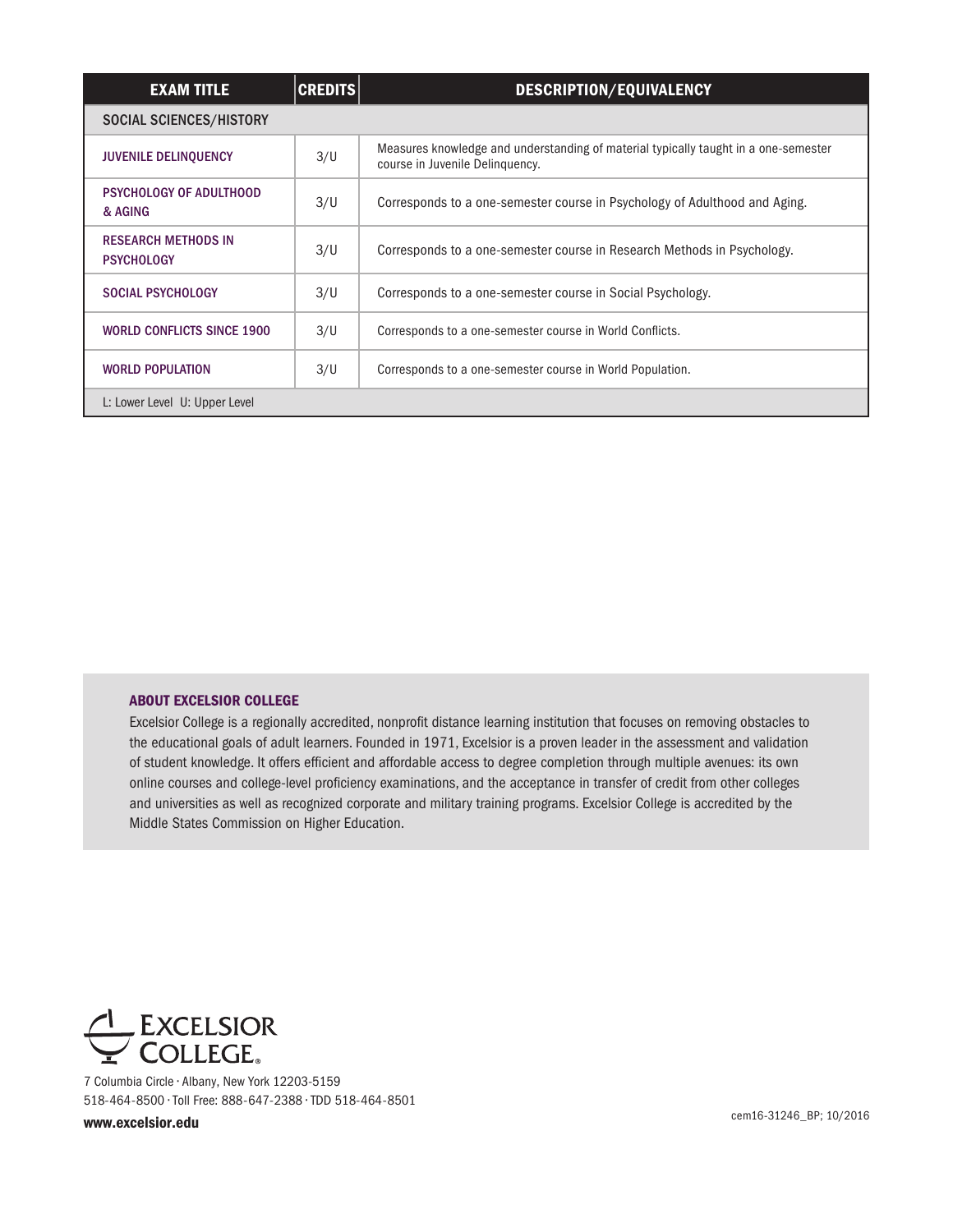| EXAM TITLE | CREDITS | DESCRIPTION/EQUIVALENCY |
| --- | --- | --- |
| SOCIAL SCIENCES/HISTORY | | |
| JUVENILE DELINQUENCY | 3/U | Measures knowledge and understanding of material typically taught in a one-semester course in Juvenile Delinquency. |
| PSYCHOLOGY OF ADULTHOOD & AGING | 3/U | Corresponds to a one-semester course in Psychology of Adulthood and Aging. |
| RESEARCH METHODS IN PSYCHOLOGY | 3/U | Corresponds to a one-semester course in Research Methods in Psychology. |
| SOCIAL PSYCHOLOGY | 3/U | Corresponds to a one-semester course in Social Psychology. |
| WORLD CONFLICTS SINCE 1900 | 3/U | Corresponds to a one-semester course in World Conflicts. |
| WORLD POPULATION | 3/U | Corresponds to a one-semester course in World Population. |
| L: Lower Level U: Upper Level | | |

### ABOUT EXCELSIOR COLLEGE

Excelsior College is a regionally accredited, nonprofit distance learning institution that focuses on removing obstacles to the educational goals of adult learners. Founded in 1971, Excelsior is a proven leader in the assessment and validation of student knowledge. It offers efficient and affordable access to degree completion through multiple avenues: its own online courses and college-level proficiency examinations, and the acceptance in transfer of credit from other colleges and universities as well as recognized corporate and military training programs. Excelsior College is accredited by the Middle States Commission on Higher Education.

EXCELSIOR COLLEGE®

7 Columbia Circle · Albany, New York 12203-5159
518-464-8500 · Toll Free: 888-647-2388 · TDD 518-464-8501

**www.excelsior.edu**

cem16-31246_BP; 10/2016